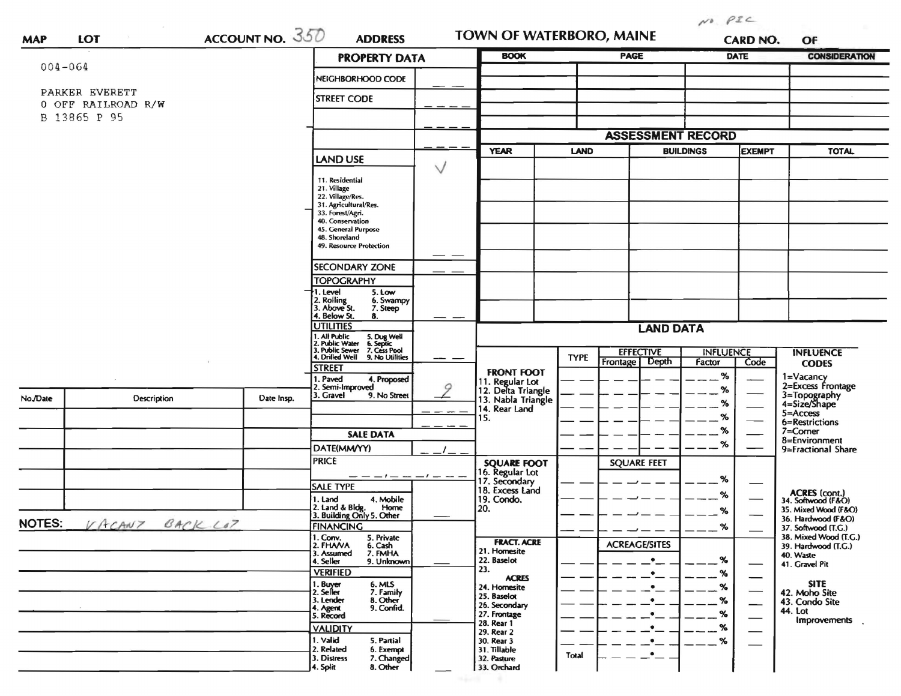NO. PIC

| MAP | LOT | ACCOUNT NO. 350 | ADDRESS | TOWN OF WATERBORO, MAINE | CARD NO. | OF |
|---|---|---|---|---|---|---|

004-064

PARKER EVERETT
0 OFF RAILROAD R/W
B 13865 P 95

## PROPERTY DATA

| | |
|---|---|
| NEIGHBORHOOD CODE | __ __ |
| STREET CODE | __ __ __ __ |
| | __ __ __ __ |
| | __ __ __ __ |
| LAND USE<br>11. Residential<br>21. Village<br>22. Village/Res.<br>31. Agricultural/Res.<br>33. Forest/Agri.<br>40. Conservation<br>45. General Purpose<br>48. Shoreland<br>49. Resource Protection | ✓ |
| SECONDARY ZONE | __ __ |
| TOPOGRAPHY<br>1. Level 5. Low<br>2. Rolling 6. Swampy<br>3. Above St. 7. Steep<br>4. Below St. 8. | __ __ |
| UTILITIES<br>1. All Public 5. Dug Well<br>2. Public Water 6. Septic<br>3. Public Sewer 7. Cess Pool<br>4. Drilled Well 9. No Utilities | __ __ |
| STREET<br>1. Paved 4. Proposed<br>2. Semi-Improved<br>3. Gravel 9. No Street | 9 |
| | __ __ __ __ |
| | __ __ __ __ |

### SALE DATA

| | |
|---|---|
| DATE(MM/YY) | __ __/__ __ |
| PRICE | __ __ __/__ __ __/__ __ __ |
| SALE TYPE<br>1. Land 4. Mobile Home<br>2. Land & Bldg.<br>3. Building Only 5. Other | __ |
| FINANCING<br>1. Conv. 5. Private<br>2. FHA/VA 6. Cash<br>3. Assumed 7. FMHA<br>4. Seller 9. Unknown | __ |
| VERIFIED<br>1. Buyer 6. MLS<br>2. Seller 7. Family<br>3. Lender 8. Other<br>4. Agent 9. Confid.<br>5. Record | __ |
| VALIDITY<br>1. Valid 5. Partial<br>2. Related 6. Exempt<br>3. Distress 7. Changed<br>4. Split 8. Other | __ |

| BOOK | PAGE | DATE | CONSIDERATION |
|---|---|---|---|
| | | | |
| | | | |
| | | | |
| | | | |

## ASSESSMENT RECORD

| YEAR | LAND | BUILDINGS | EXEMPT | TOTAL |
|---|---|---|---|---|
| | | | | |
| | | | | |
| | | | | |
| | | | | |
| | | | | |
| | | | | |
| | | | | |

## LAND DATA

| | TYPE | EFFECTIVE Frontage | EFFECTIVE Depth | INFLUENCE Factor | INFLUENCE Code |
|---|---|---|---|---|---|
| FRONT FOOT<br>11. Regular Lot<br>12. Delta Triangle<br>13. Nabla Triangle<br>14. Rear Land<br>15. | | | | % | |
| SQUARE FOOT<br>16. Regular Lot<br>17. Secondary<br>18. Excess Land<br>19. Condo.<br>20. | | SQUARE FEET | | % | |
| FRACT. ACRE<br>21. Homesite<br>22. Baselot<br>23.<br>ACRES<br>24. Homesite<br>25. Baselot<br>26. Secondary<br>27. Frontage<br>28. Rear 1<br>29. Rear 2<br>30. Rear 3<br>31. Tillable<br>32. Pasture<br>33. Orchard | Total | ACREAGE/SITES | | % | |

**INFLUENCE CODES**
1=Vacancy
2=Excess Frontage
3=Topography
4=Size/Shape
5=Access
6=Restrictions
7=Corner
8=Environment
9=Fractional Share

**ACRES (cont.)**
34. Softwood (F&O)
35. Mixed Wood (F&O)
36. Hardwood (F&O)
37. Softwood (T.G.)
38. Mixed Wood (T.G.)
39. Hardwood (T.G.)
40. Waste
41. Gravel Pit

**SITE**
42. Moho Site
43. Condo Site
44. Lot Improvements

| No./Date | Description | Date Insp. |
|---|---|---|
| | | |
| | | |
| | | |
| | | |
| | | |

NOTES: VACANT BACK LOT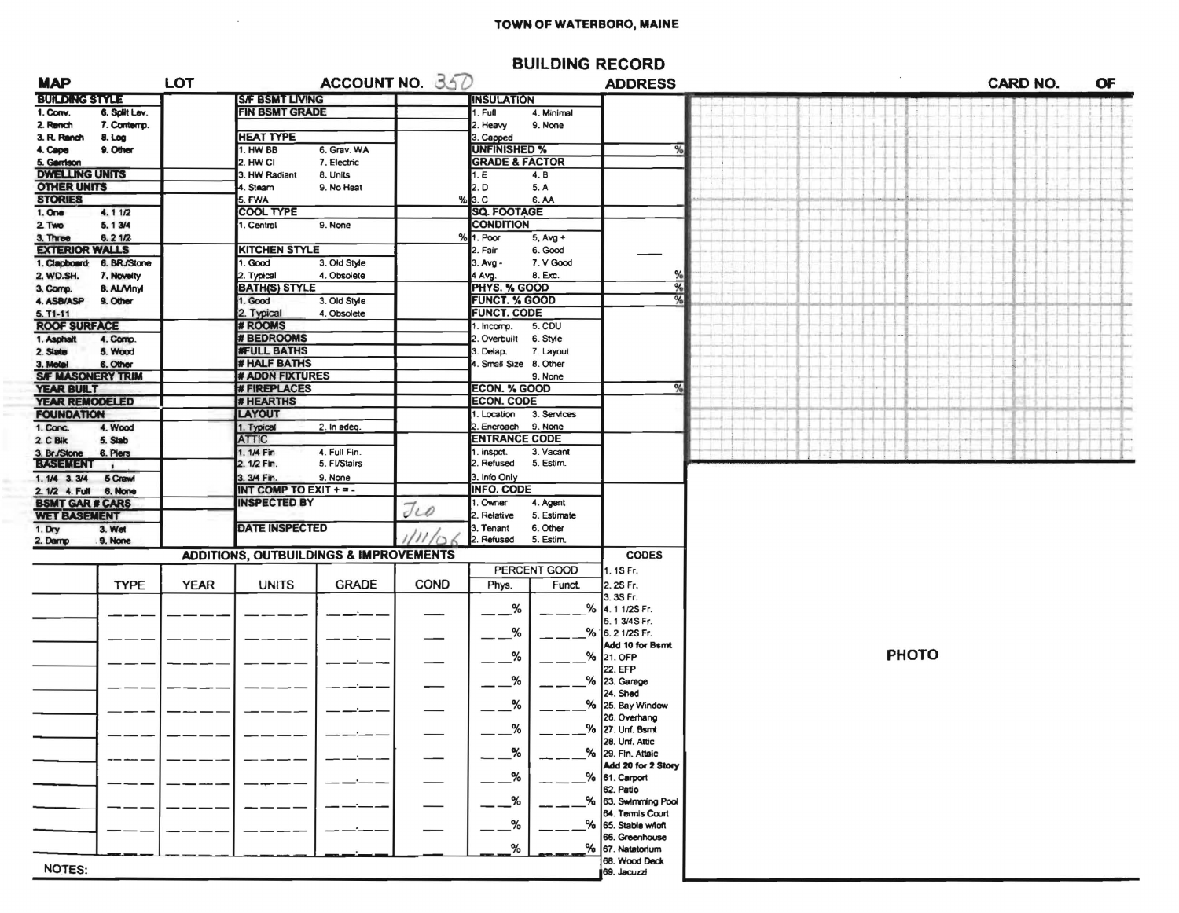**TOWN OF WATERBORO, MAINE**

## BUILDING RECORD

| MAP | LOT | ACCOUNT NO. 350 | ADDRESS | CARD NO. | OF |
|---|---|---|---|---|---|

| | | | | | |
|---|---|---|---|---|---|
| **BUILDING STYLE** 1. Conv. 6. Split Lev. 2. Ranch 7. Contemp. 3. R. Ranch 8. Log 4. Cape 9. Other 5. Garrison | | **S/F BSMT LIVING** | | **INSULATION** 1. Full 4. Minimal 2. Heavy 9. None 3. Capped | |
| **DWELLING UNITS** | | **FIN BSMT GRADE** | | **UNFINISHED %** | % |
| **OTHER UNITS** | | **HEAT TYPE** 1. HW BB 6. Grav. WA 2. HW CI 7. Electric 3. HW Radiant 8. Units 4. Steam 9. No Heat 5. FWA | % | **GRADE & FACTOR** 1. E 4. B 2. D 5. A 3. C 6. AA | |
| **STORIES** 1. One 4. 1 1/2 2. Two 5. 1 3/4 3. Three 6. 2 1/2 | | **COOL TYPE** 1. Central 9. None | % | **SQ. FOOTAGE** | |
| **EXTERIOR WALLS** 1. Clapboard 6. BR/Stone 2. WD.SH. 7. Novelty 3. Comp. 8. AL/Vinyl 4. ASB/ASP 9. Other 5. T1-11 | | **KITCHEN STYLE** 1. Good 3. Old Style 2. Typical 4. Obsolete | | **CONDITION** 1. Poor 5. Avg + 2. Fair 6. Good 3. Avg - 7. V Good 4 Avg. 8. Exc. | |
| **ROOF SURFACE** 1. Asphalt 4. Comp. 2. Slate 5. Wood 3. Metal 6. Other | | **BATH(S) STYLE** 1. Good 3. Old Style 2. Typical 4. Obsolete | | **PHYS. % GOOD** | % |
| **S/F MASONERY TRIM** | | **# ROOMS** | | **FUNCT. % GOOD** | % |
| **YEAR BUILT** | | **# BEDROOMS** | | **FUNCT. CODE** 1. Incomp. 5. CDU 2. Overbuilt 6. Style 3. Delap. 7. Layout 4. Small Size 8. Other 9. None | |
| **YEAR REMODELED** | | **#FULL BATHS** | | **ECON. % GOOD** | % |
| **FOUNDATION** 1. Conc. 4. Wood 2. C Blk 5. Slab 3. Br./Stone 6. Piers | | **# HALF BATHS** | | **ECON. CODE** 1. Location 3. Services 2. Encroach 9. None | |
| **BASEMENT** 1. 1/4 3. 3/4 5 Crawl 2. 1/2 4. Full 6. None | | **# ADDN FIXTURES** | | **ENTRANCE CODE** 1. Inspct. 3. Vacant 2. Refused 5. Estim. 3. Info Only | |
| **BSMT GAR # CARS** | | **# FIREPLACES** | | **INFO. CODE** 1. Owner 4. Agent 2. Relative 5. Estimate 3. Tenant 6. Other 2. Refused 5. Estim. | |
| **WET BASEMENT** 1. Dry 3. Wet 2. Damp 9. None | | **# HEARTHS** | | | |
| | | **LAYOUT** 1. Typical 2. In adeq. | | | |
| | | **ATTIC** 1. 1/4 Fin 4. Full Fin. 2. 1/2 Fin. 5. Fl/Stairs 3. 3/4 Fin. 9. None | | | |
| | | **INT COMP TO EXIT + = -** | | | |
| | | **INSPECTED BY** | JLO | | |
| | | **DATE INSPECTED** | 1/11/06 | | |

### ADDITIONS, OUTBUILDINGS & IMPROVEMENTS

| | TYPE | YEAR | UNITS | GRADE | COND | PERCENT GOOD Phys. | Funct. |
|---|---|---|---|---|---|---|---|
| | | | | | | % | % |
| | | | | | | % | % |
| | | | | | | % | % |
| | | | | | | % | % |
| | | | | | | % | % |
| | | | | | | % | % |
| | | | | | | % | % |
| | | | | | | % | % |
| | | | | | | % | % |
| | | | | | | % | % |
| | | | | | | % | % |

**CODES**
1. 1S Fr.
2. 2S Fr.
3. 3S Fr.
4. 1 1/2S Fr.
5. 1 3/4S Fr.
6. 2 1/2S Fr.

**Add 10 for Bsmt**
21. OFP
22. EFP
23. Garage
24. Shed
25. Bay Window
26. Overhang
27. Unf. Bsmt
28. Unf. Attic
29. Fin. Attaic

**Add 20 for 2 Story**
61. Carport
62. Patio
63. Swimming Pool
64. Tennis Court
65. Stable w/loft
66. Greenhouse
67. Natatorium
68. Wood Deck
69. Jacuzzi

NOTES:

PHOTO